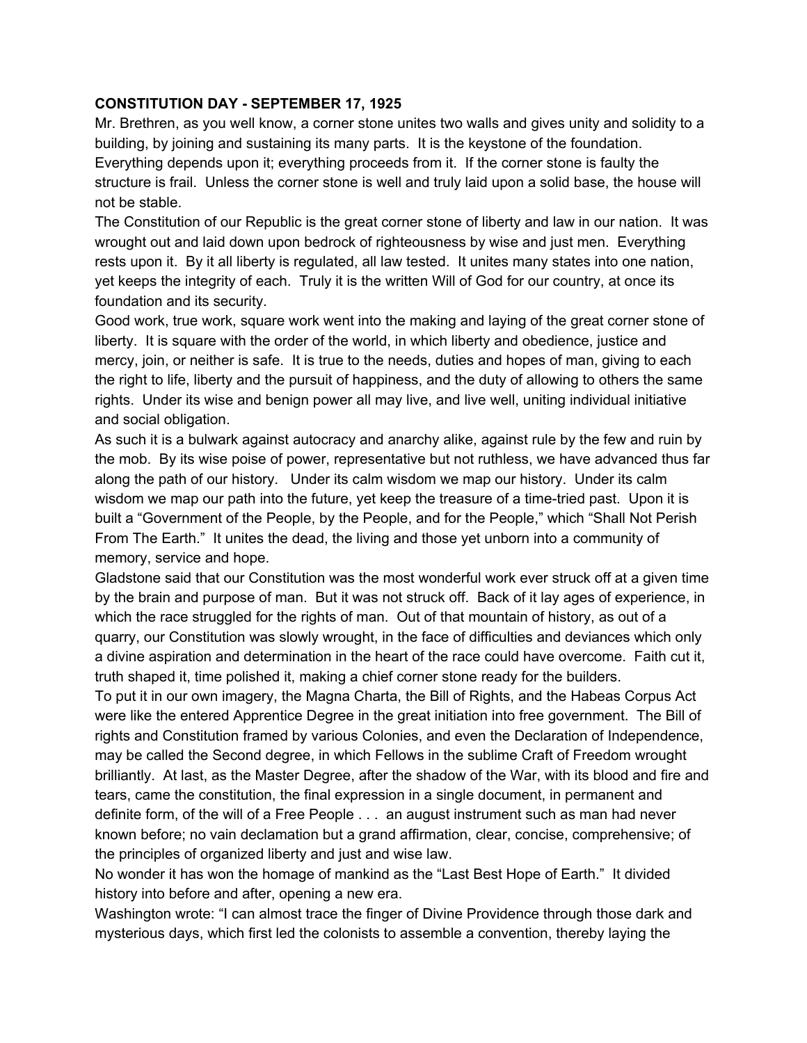**CONSTITUTION DAY - SEPTEMBER 17, 1925**

Mr. Brethren, as you well know, a corner stone unites two walls and gives unity and solidity to a building, by joining and sustaining its many parts. It is the keystone of the foundation. Everything depends upon it; everything proceeds from it. If the corner stone is faulty the structure is frail. Unless the corner stone is well and truly laid upon a solid base, the house will not be stable.

The Constitution of our Republic is the great corner stone of liberty and law in our nation. It was wrought out and laid down upon bedrock of righteousness by wise and just men. Everything rests upon it. By it all liberty is regulated, all law tested. It unites many states into one nation, yet keeps the integrity of each. Truly it is the written Will of God for our country, at once its foundation and its security.

Good work, true work, square work went into the making and laying of the great corner stone of liberty. It is square with the order of the world, in which liberty and obedience, justice and mercy, join, or neither is safe. It is true to the needs, duties and hopes of man, giving to each the right to life, liberty and the pursuit of happiness, and the duty of allowing to others the same rights. Under its wise and benign power all may live, and live well, uniting individual initiative and social obligation.

As such it is a bulwark against autocracy and anarchy alike, against rule by the few and ruin by the mob. By its wise poise of power, representative but not ruthless, we have advanced thus far along the path of our history. Under its calm wisdom we map our history. Under its calm wisdom we map our path into the future, yet keep the treasure of a time-tried past. Upon it is built a "Government of the People, by the People, and for the People," which "Shall Not Perish From The Earth." It unites the dead, the living and those yet unborn into a community of memory, service and hope.

Gladstone said that our Constitution was the most wonderful work ever struck off at a given time by the brain and purpose of man. But it was not struck off. Back of it lay ages of experience, in which the race struggled for the rights of man. Out of that mountain of history, as out of a quarry, our Constitution was slowly wrought, in the face of difficulties and deviances which only a divine aspiration and determination in the heart of the race could have overcome. Faith cut it, truth shaped it, time polished it, making a chief corner stone ready for the builders.

To put it in our own imagery, the Magna Charta, the Bill of Rights, and the Habeas Corpus Act were like the entered Apprentice Degree in the great initiation into free government. The Bill of rights and Constitution framed by various Colonies, and even the Declaration of Independence, may be called the Second degree, in which Fellows in the sublime Craft of Freedom wrought brilliantly. At last, as the Master Degree, after the shadow of the War, with its blood and fire and tears, came the constitution, the final expression in a single document, in permanent and definite form, of the will of a Free People . . . an august instrument such as man had never known before; no vain declamation but a grand affirmation, clear, concise, comprehensive; of the principles of organized liberty and just and wise law.

No wonder it has won the homage of mankind as the "Last Best Hope of Earth." It divided history into before and after, opening a new era.

Washington wrote: "I can almost trace the finger of Divine Providence through those dark and mysterious days, which first led the colonists to assemble a convention, thereby laying the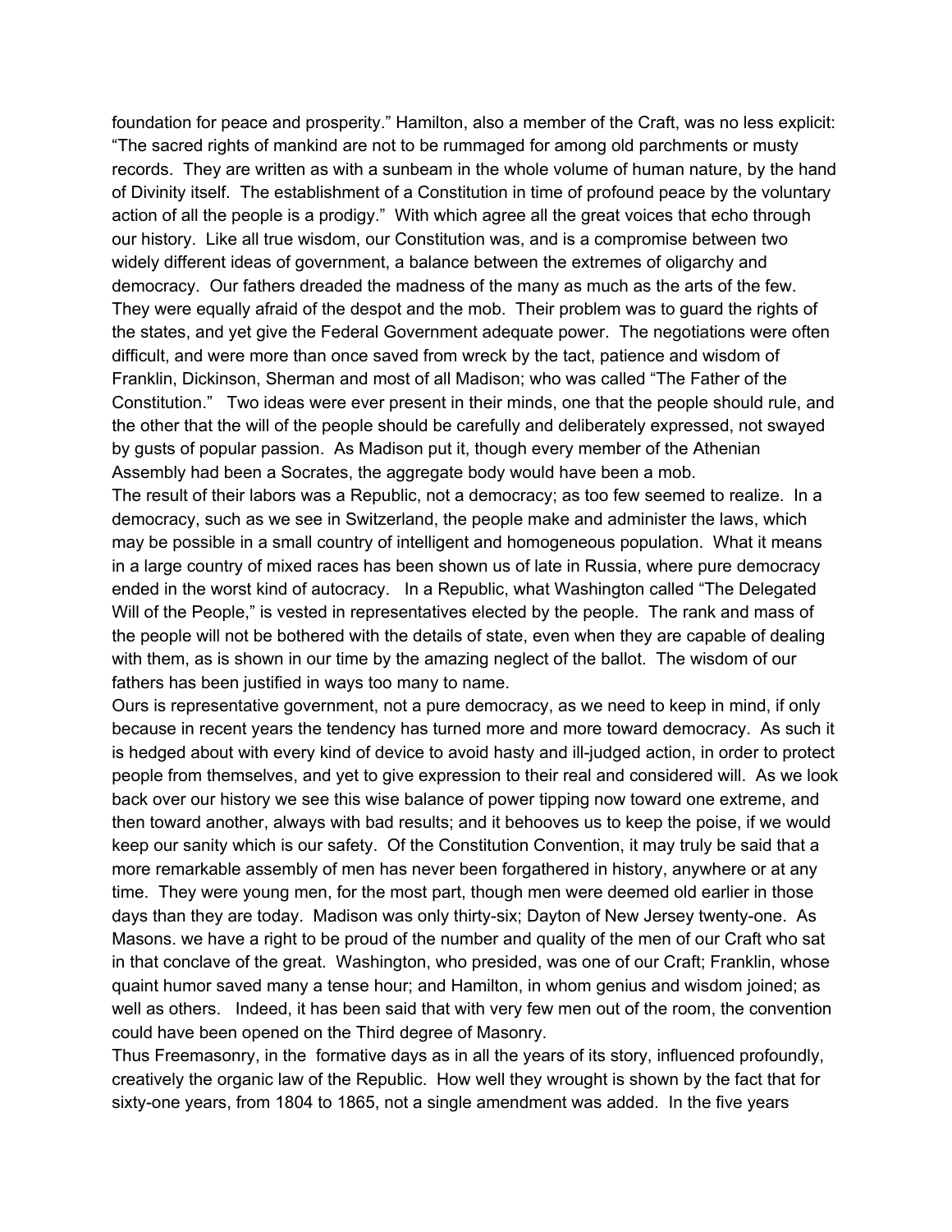foundation for peace and prosperity." Hamilton, also a member of the Craft, was no less explicit: "The sacred rights of mankind are not to be rummaged for among old parchments or musty records. They are written as with a sunbeam in the whole volume of human nature, by the hand of Divinity itself. The establishment of a Constitution in time of profound peace by the voluntary action of all the people is a prodigy." With which agree all the great voices that echo through our history. Like all true wisdom, our Constitution was, and is a compromise between two widely different ideas of government, a balance between the extremes of oligarchy and democracy. Our fathers dreaded the madness of the many as much as the arts of the few. They were equally afraid of the despot and the mob. Their problem was to guard the rights of the states, and yet give the Federal Government adequate power. The negotiations were often difficult, and were more than once saved from wreck by the tact, patience and wisdom of Franklin, Dickinson, Sherman and most of all Madison; who was called "The Father of the Constitution." Two ideas were ever present in their minds, one that the people should rule, and the other that the will of the people should be carefully and deliberately expressed, not swayed by gusts of popular passion. As Madison put it, though every member of the Athenian Assembly had been a Socrates, the aggregate body would have been a mob.

The result of their labors was a Republic, not a democracy; as too few seemed to realize. In a democracy, such as we see in Switzerland, the people make and administer the laws, which may be possible in a small country of intelligent and homogeneous population. What it means in a large country of mixed races has been shown us of late in Russia, where pure democracy ended in the worst kind of autocracy. In a Republic, what Washington called "The Delegated Will of the People," is vested in representatives elected by the people. The rank and mass of the people will not be bothered with the details of state, even when they are capable of dealing with them, as is shown in our time by the amazing neglect of the ballot. The wisdom of our fathers has been justified in ways too many to name.

Ours is representative government, not a pure democracy, as we need to keep in mind, if only because in recent years the tendency has turned more and more toward democracy. As such it is hedged about with every kind of device to avoid hasty and ill-judged action, in order to protect people from themselves, and yet to give expression to their real and considered will. As we look back over our history we see this wise balance of power tipping now toward one extreme, and then toward another, always with bad results; and it behooves us to keep the poise, if we would keep our sanity which is our safety. Of the Constitution Convention, it may truly be said that a more remarkable assembly of men has never been forgathered in history, anywhere or at any time. They were young men, for the most part, though men were deemed old earlier in those days than they are today. Madison was only thirty-six; Dayton of New Jersey twenty-one. As Masons. we have a right to be proud of the number and quality of the men of our Craft who sat in that conclave of the great. Washington, who presided, was one of our Craft; Franklin, whose quaint humor saved many a tense hour; and Hamilton, in whom genius and wisdom joined; as well as others. Indeed, it has been said that with very few men out of the room, the convention could have been opened on the Third degree of Masonry.

Thus Freemasonry, in the formative days as in all the years of its story, influenced profoundly, creatively the organic law of the Republic. How well they wrought is shown by the fact that for sixty-one years, from 1804 to 1865, not a single amendment was added. In the five years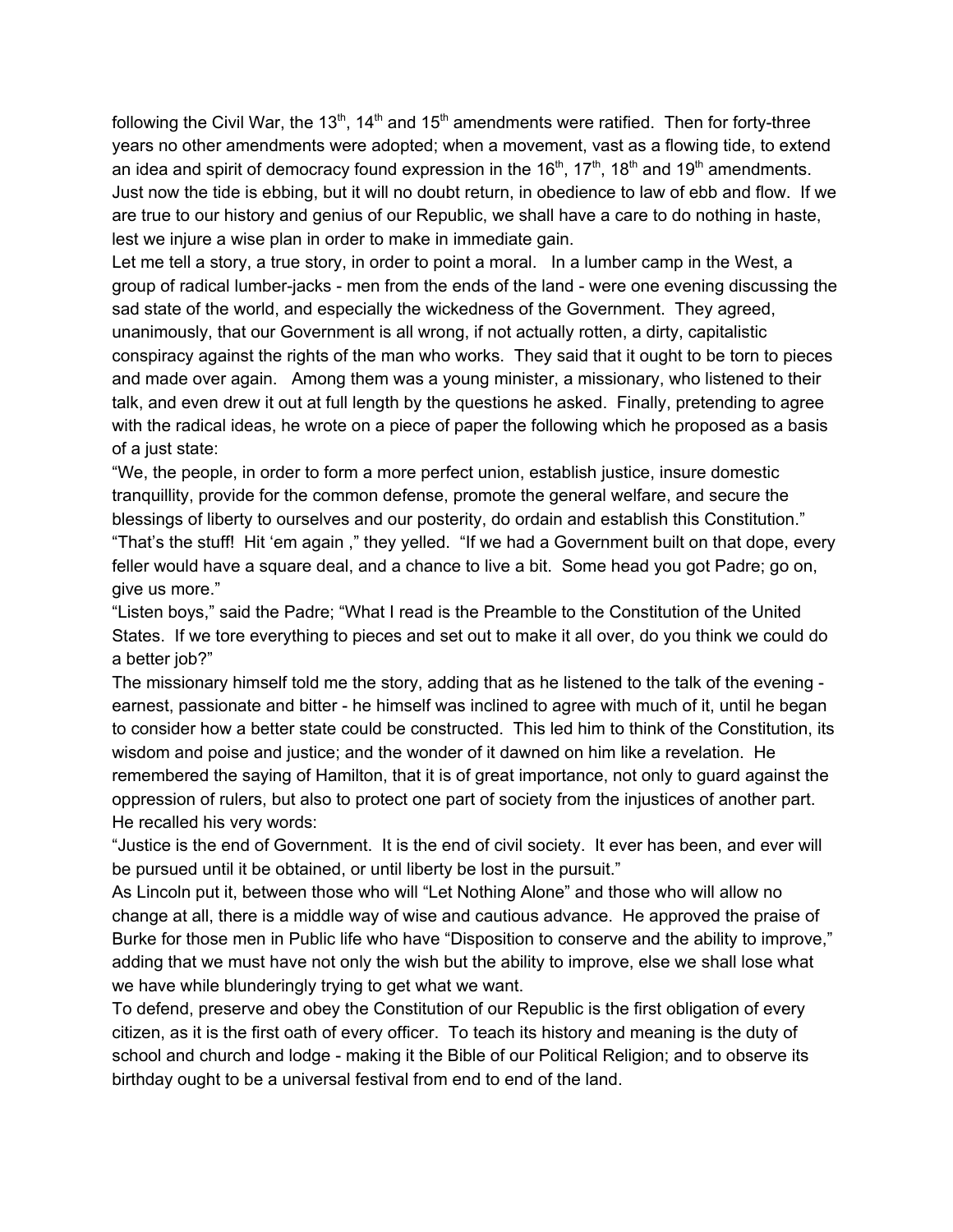following the Civil War, the 13th, 14th and 15th amendments were ratified. Then for forty-three years no other amendments were adopted; when a movement, vast as a flowing tide, to extend an idea and spirit of democracy found expression in the 16th, 17th, 18th and 19th amendments. Just now the tide is ebbing, but it will no doubt return, in obedience to law of ebb and flow. If we are true to our history and genius of our Republic, we shall have a care to do nothing in haste, lest we injure a wise plan in order to make in immediate gain.

Let me tell a story, a true story, in order to point a moral. In a lumber camp in the West, a group of radical lumber-jacks - men from the ends of the land - were one evening discussing the sad state of the world, and especially the wickedness of the Government. They agreed, unanimously, that our Government is all wrong, if not actually rotten, a dirty, capitalistic conspiracy against the rights of the man who works. They said that it ought to be torn to pieces and made over again. Among them was a young minister, a missionary, who listened to their talk, and even drew it out at full length by the questions he asked. Finally, pretending to agree with the radical ideas, he wrote on a piece of paper the following which he proposed as a basis of a just state:

"We, the people, in order to form a more perfect union, establish justice, insure domestic tranquillity, provide for the common defense, promote the general welfare, and secure the blessings of liberty to ourselves and our posterity, do ordain and establish this Constitution."

"That's the stuff! Hit 'em again ," they yelled. "If we had a Government built on that dope, every feller would have a square deal, and a chance to live a bit. Some head you got Padre; go on, give us more."

"Listen boys," said the Padre; "What I read is the Preamble to the Constitution of the United States. If we tore everything to pieces and set out to make it all over, do you think we could do a better job?"

The missionary himself told me the story, adding that as he listened to the talk of the evening - earnest, passionate and bitter - he himself was inclined to agree with much of it, until he began to consider how a better state could be constructed. This led him to think of the Constitution, its wisdom and poise and justice; and the wonder of it dawned on him like a revelation. He remembered the saying of Hamilton, that it is of great importance, not only to guard against the oppression of rulers, but also to protect one part of society from the injustices of another part. He recalled his very words:

"Justice is the end of Government. It is the end of civil society. It ever has been, and ever will be pursued until it be obtained, or until liberty be lost in the pursuit."

As Lincoln put it, between those who will "Let Nothing Alone" and those who will allow no change at all, there is a middle way of wise and cautious advance. He approved the praise of Burke for those men in Public life who have "Disposition to conserve and the ability to improve," adding that we must have not only the wish but the ability to improve, else we shall lose what we have while blunderingly trying to get what we want.

To defend, preserve and obey the Constitution of our Republic is the first obligation of every citizen, as it is the first oath of every officer. To teach its history and meaning is the duty of school and church and lodge - making it the Bible of our Political Religion; and to observe its birthday ought to be a universal festival from end to end of the land.